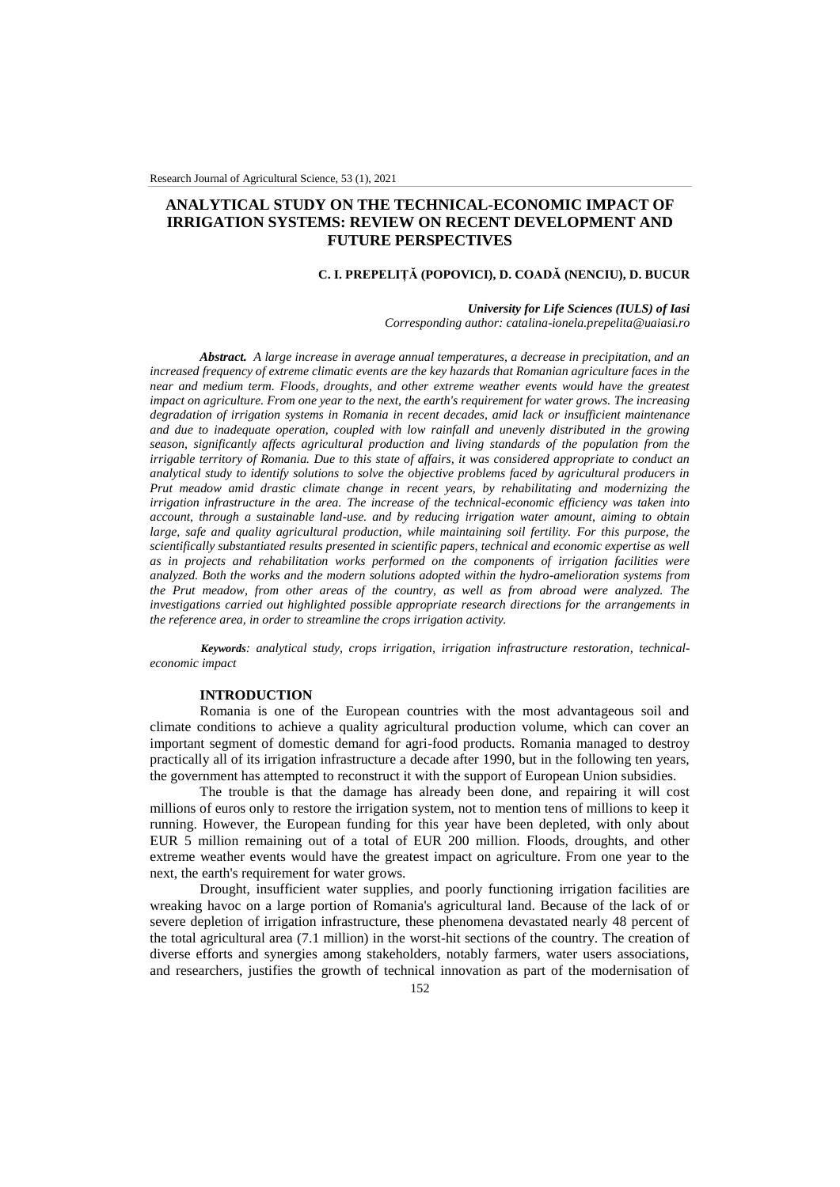# ANALYTICAL STUDY ON THE TECHNICAL-ECONOMIC IMPACT OF IRRIGATION SYSTEMS: REVIEW ON RECENT DEVELOPMENT AND FUTURE PERSPECTIVES

**C. I. PREPELIȚĂ (POPOVICI), D. COADĂ (NENCIU), D. BUCUR**

***University for Life Sciences (IULS) of Iasi***
*Corresponding author: catalina-ionela.prepelita@uaiasi.ro*

***Abstract.*** *A large increase in average annual temperatures, a decrease in precipitation, and an increased frequency of extreme climatic events are the key hazards that Romanian agriculture faces in the near and medium term. Floods, droughts, and other extreme weather events would have the greatest impact on agriculture. From one year to the next, the earth's requirement for water grows. The increasing degradation of irrigation systems in Romania in recent decades, amid lack or insufficient maintenance and due to inadequate operation, coupled with low rainfall and unevenly distributed in the growing season, significantly affects agricultural production and living standards of the population from the irrigable territory of Romania. Due to this state of affairs, it was considered appropriate to conduct an analytical study to identify solutions to solve the objective problems faced by agricultural producers in Prut meadow amid drastic climate change in recent years, by rehabilitating and modernizing the irrigation infrastructure in the area. The increase of the technical-economic efficiency was taken into account, through a sustainable land-use. and by reducing irrigation water amount, aiming to obtain large, safe and quality agricultural production, while maintaining soil fertility. For this purpose, the scientifically substantiated results presented in scientific papers, technical and economic expertise as well as in projects and rehabilitation works performed on the components of irrigation facilities were analyzed. Both the works and the modern solutions adopted within the hydro-amelioration systems from the Prut meadow, from other areas of the country, as well as from abroad were analyzed. The investigations carried out highlighted possible appropriate research directions for the arrangements in the reference area, in order to streamline the crops irrigation activity.*

***Keywords****: analytical study, crops irrigation, irrigation infrastructure restoration, technical-economic impact*

## INTRODUCTION

Romania is one of the European countries with the most advantageous soil and climate conditions to achieve a quality agricultural production volume, which can cover an important segment of domestic demand for agri-food products. Romania managed to destroy practically all of its irrigation infrastructure a decade after 1990, but in the following ten years, the government has attempted to reconstruct it with the support of European Union subsidies.

The trouble is that the damage has already been done, and repairing it will cost millions of euros only to restore the irrigation system, not to mention tens of millions to keep it running. However, the European funding for this year have been depleted, with only about EUR 5 million remaining out of a total of EUR 200 million. Floods, droughts, and other extreme weather events would have the greatest impact on agriculture. From one year to the next, the earth's requirement for water grows.

Drought, insufficient water supplies, and poorly functioning irrigation facilities are wreaking havoc on a large portion of Romania's agricultural land. Because of the lack of or severe depletion of irrigation infrastructure, these phenomena devastated nearly 48 percent of the total agricultural area (7.1 million) in the worst-hit sections of the country. The creation of diverse efforts and synergies among stakeholders, notably farmers, water users associations, and researchers, justifies the growth of technical innovation as part of the modernisation of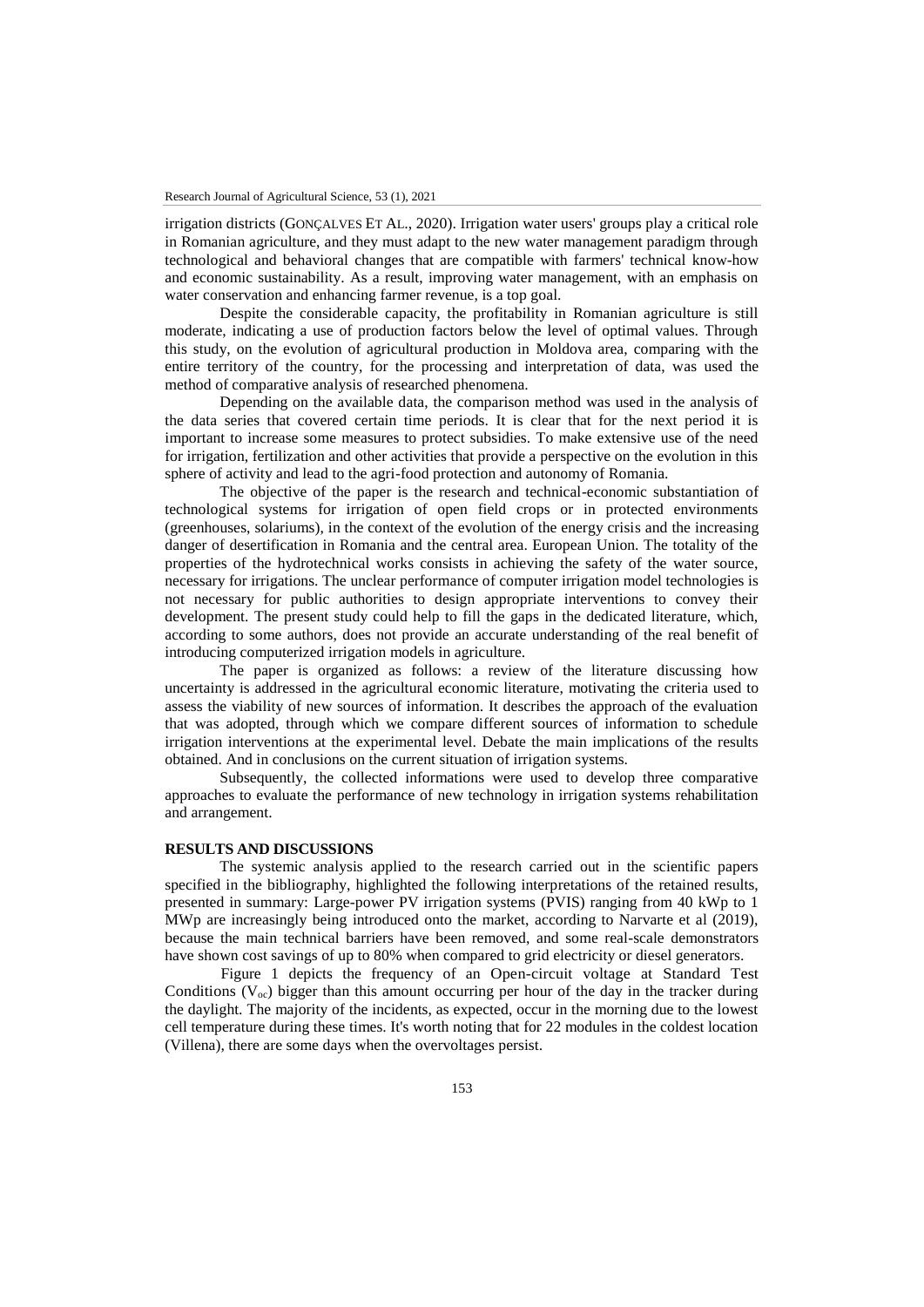irrigation districts (GONÇALVES ET AL., 2020). Irrigation water users' groups play a critical role in Romanian agriculture, and they must adapt to the new water management paradigm through technological and behavioral changes that are compatible with farmers' technical know-how and economic sustainability. As a result, improving water management, with an emphasis on water conservation and enhancing farmer revenue, is a top goal.

Despite the considerable capacity, the profitability in Romanian agriculture is still moderate, indicating a use of production factors below the level of optimal values. Through this study, on the evolution of agricultural production in Moldova area, comparing with the entire territory of the country, for the processing and interpretation of data, was used the method of comparative analysis of researched phenomena.

Depending on the available data, the comparison method was used in the analysis of the data series that covered certain time periods. It is clear that for the next period it is important to increase some measures to protect subsidies. To make extensive use of the need for irrigation, fertilization and other activities that provide a perspective on the evolution in this sphere of activity and lead to the agri-food protection and autonomy of Romania.

The objective of the paper is the research and technical-economic substantiation of technological systems for irrigation of open field crops or in protected environments (greenhouses, solariums), in the context of the evolution of the energy crisis and the increasing danger of desertification in Romania and the central area. European Union. The totality of the properties of the hydrotechnical works consists in achieving the safety of the water source, necessary for irrigations. The unclear performance of computer irrigation model technologies is not necessary for public authorities to design appropriate interventions to convey their development. The present study could help to fill the gaps in the dedicated literature, which, according to some authors, does not provide an accurate understanding of the real benefit of introducing computerized irrigation models in agriculture.

The paper is organized as follows: a review of the literature discussing how uncertainty is addressed in the agricultural economic literature, motivating the criteria used to assess the viability of new sources of information. It describes the approach of the evaluation that was adopted, through which we compare different sources of information to schedule irrigation interventions at the experimental level. Debate the main implications of the results obtained. And in conclusions on the current situation of irrigation systems.

Subsequently, the collected informations were used to develop three comparative approaches to evaluate the performance of new technology in irrigation systems rehabilitation and arrangement.

## RESULTS AND DISCUSSIONS

The systemic analysis applied to the research carried out in the scientific papers specified in the bibliography, highlighted the following interpretations of the retained results, presented in summary: Large-power PV irrigation systems (PVIS) ranging from 40 kWp to 1 MWp are increasingly being introduced onto the market, according to Narvarte et al (2019), because the main technical barriers have been removed, and some real-scale demonstrators have shown cost savings of up to 80% when compared to grid electricity or diesel generators.

Figure 1 depicts the frequency of an Open-circuit voltage at Standard Test Conditions ($V_{oc}$) bigger than this amount occurring per hour of the day in the tracker during the daylight. The majority of the incidents, as expected, occur in the morning due to the lowest cell temperature during these times. It's worth noting that for 22 modules in the coldest location (Villena), there are some days when the overvoltages persist.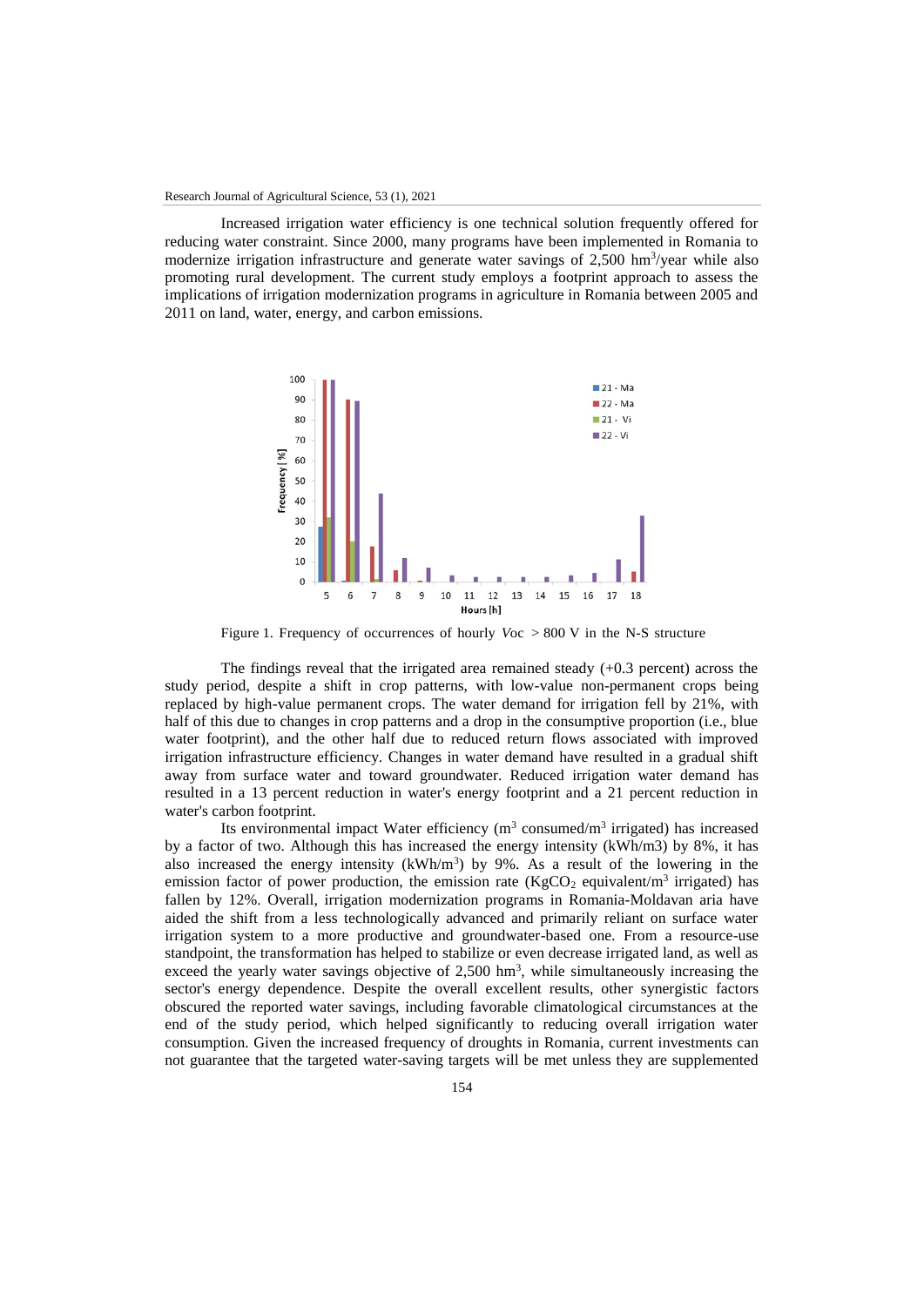Increased irrigation water efficiency is one technical solution frequently offered for reducing water constraint. Since 2000, many programs have been implemented in Romania to modernize irrigation infrastructure and generate water savings of 2,500 $hm^3$/year while also promoting rural development. The current study employs a footprint approach to assess the implications of irrigation modernization programs in agriculture in Romania between 2005 and 2011 on land, water, energy, and carbon emissions.

Figure 1. Frequency of occurrences of hourly $Voc$ > 800 V in the N-S structure

The findings reveal that the irrigated area remained steady (+0.3 percent) across the study period, despite a shift in crop patterns, with low-value non-permanent crops being replaced by high-value permanent crops. The water demand for irrigation fell by 21%, with half of this due to changes in crop patterns and a drop in the consumptive proportion (i.e., blue water footprint), and the other half due to reduced return flows associated with improved irrigation infrastructure efficiency. Changes in water demand have resulted in a gradual shift away from surface water and toward groundwater. Reduced irrigation water demand has resulted in a 13 percent reduction in water's energy footprint and a 21 percent reduction in water's carbon footprint.

Its environmental impact Water efficiency ($m^3$ consumed/$m^3$ irrigated) has increased by a factor of two. Although this has increased the energy intensity (kWh/m3) by 8%, it has also increased the energy intensity (kWh/$m^3$) by 9%. As a result of the lowering in the emission factor of power production, the emission rate ($KgCO_2$ equivalent/$m^3$ irrigated) has fallen by 12%. Overall, irrigation modernization programs in Romania-Moldavan aria have aided the shift from a less technologically advanced and primarily reliant on surface water irrigation system to a more productive and groundwater-based one. From a resource-use standpoint, the transformation has helped to stabilize or even decrease irrigated land, as well as exceed the yearly water savings objective of 2,500 $hm^3$, while simultaneously increasing the sector's energy dependence. Despite the overall excellent results, other synergistic factors obscured the reported water savings, including favorable climatological circumstances at the end of the study period, which helped significantly to reducing overall irrigation water consumption. Given the increased frequency of droughts in Romania, current investments can not guarantee that the targeted water-saving targets will be met unless they are supplemented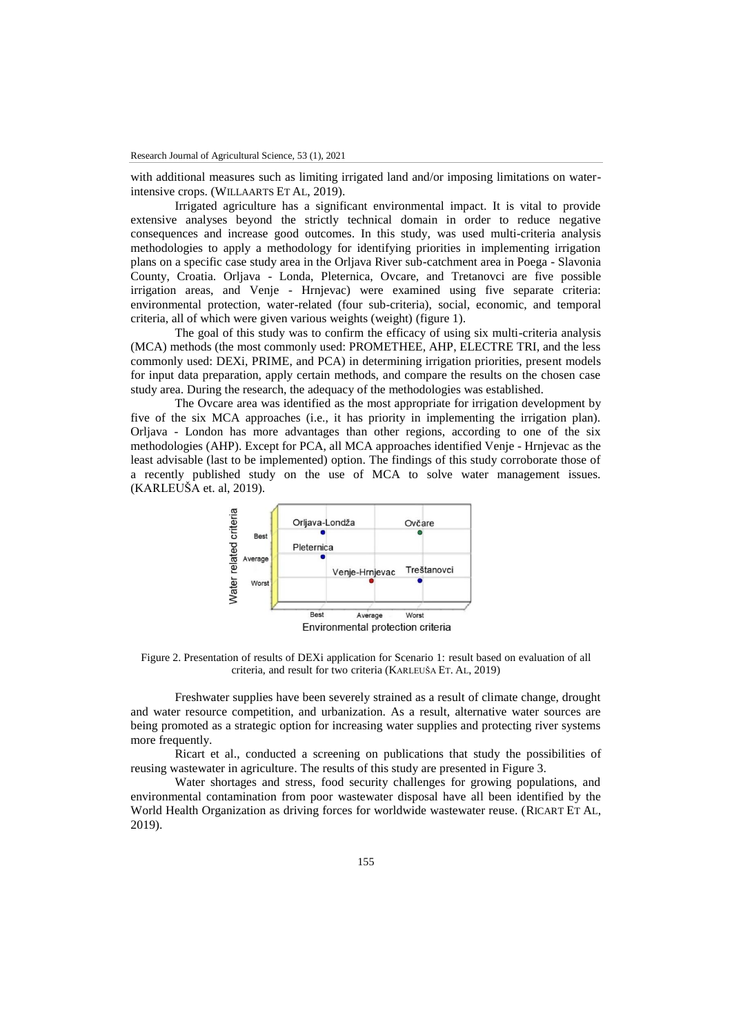with additional measures such as limiting irrigated land and/or imposing limitations on water-intensive crops. (WILLAARTS ET AL, 2019).

Irrigated agriculture has a significant environmental impact. It is vital to provide extensive analyses beyond the strictly technical domain in order to reduce negative consequences and increase good outcomes. In this study, was used multi-criteria analysis methodologies to apply a methodology for identifying priorities in implementing irrigation plans on a specific case study area in the Orljava River sub-catchment area in Poega - Slavonia County, Croatia. Orljava - Londa, Pleternica, Ovcare, and Tretanovci are five possible irrigation areas, and Venje - Hrnjevac) were examined using five separate criteria: environmental protection, water-related (four sub-criteria), social, economic, and temporal criteria, all of which were given various weights (weight) (figure 1).

The goal of this study was to confirm the efficacy of using six multi-criteria analysis (MCA) methods (the most commonly used: PROMETHEE, AHP, ELECTRE TRI, and the less commonly used: DEXi, PRIME, and PCA) in determining irrigation priorities, present models for input data preparation, apply certain methods, and compare the results on the chosen case study area. During the research, the adequacy of the methodologies was established.

The Ovcare area was identified as the most appropriate for irrigation development by five of the six MCA approaches (i.e., it has priority in implementing the irrigation plan). Orljava - London has more advantages than other regions, according to one of the six methodologies (AHP). Except for PCA, all MCA approaches identified Venje - Hrnjevac as the least advisable (last to be implemented) option. The findings of this study corroborate those of a recently published study on the use of MCA to solve water management issues. (KARLEUŠA et. al, 2019).

Figure 2. Presentation of results of DEXi application for Scenario 1: result based on evaluation of all criteria, and result for two criteria (KARLEUŠA ET. AL, 2019)

Freshwater supplies have been severely strained as a result of climate change, drought and water resource competition, and urbanization. As a result, alternative water sources are being promoted as a strategic option for increasing water supplies and protecting river systems more frequently.

Ricart et al., conducted a screening on publications that study the possibilities of reusing wastewater in agriculture. The results of this study are presented in Figure 3.

Water shortages and stress, food security challenges for growing populations, and environmental contamination from poor wastewater disposal have all been identified by the World Health Organization as driving forces for worldwide wastewater reuse. (RICART ET AL, 2019).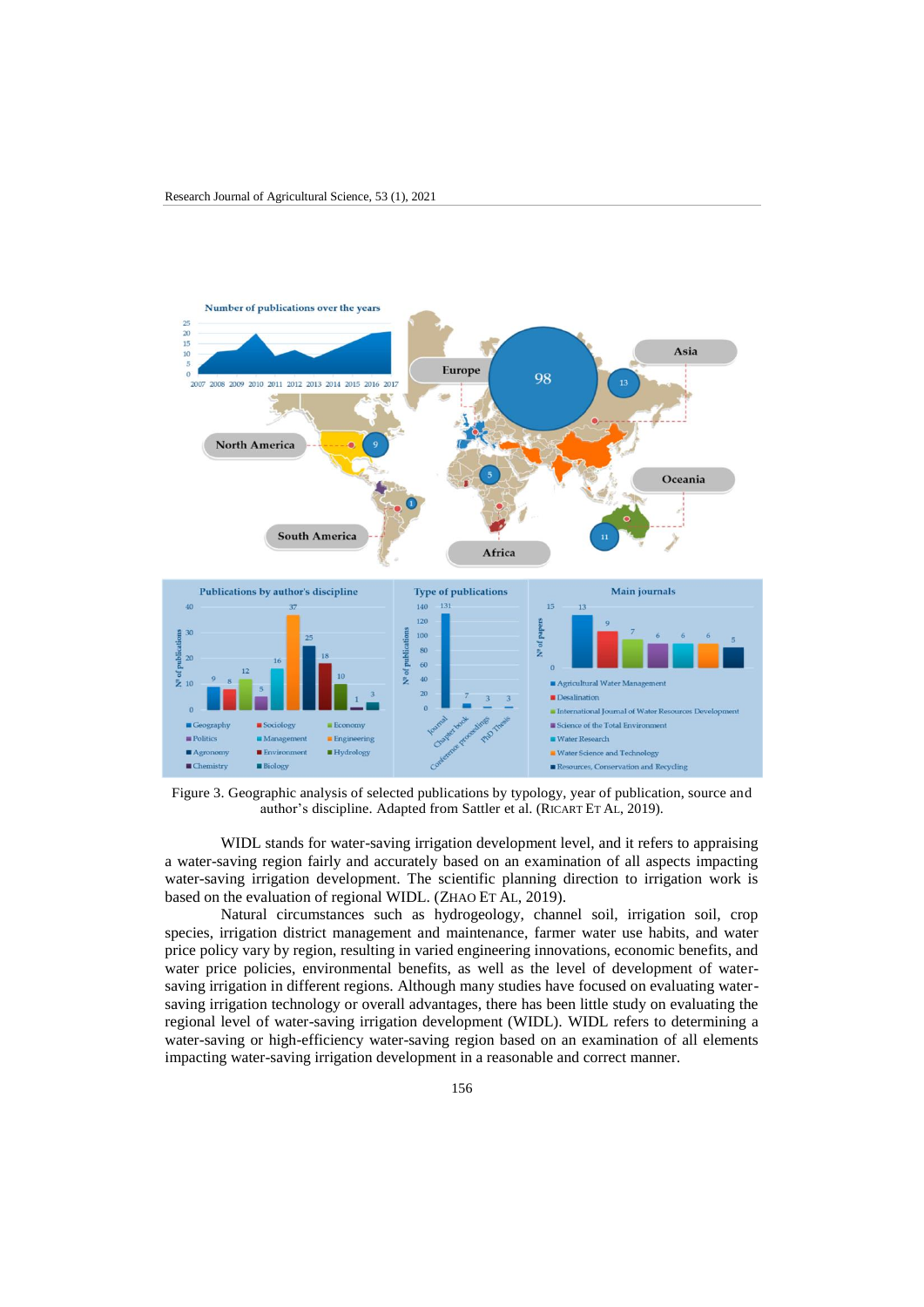Figure 3. Geographic analysis of selected publications by typology, year of publication, source and author's discipline. Adapted from Sattler et al. (RICART ET AL, 2019).

WIDL stands for water-saving irrigation development level, and it refers to appraising a water-saving region fairly and accurately based on an examination of all aspects impacting water-saving irrigation development. The scientific planning direction to irrigation work is based on the evaluation of regional WIDL. (ZHAO ET AL, 2019).

Natural circumstances such as hydrogeology, channel soil, irrigation soil, crop species, irrigation district management and maintenance, farmer water use habits, and water price policy vary by region, resulting in varied engineering innovations, economic benefits, and water price policies, environmental benefits, as well as the level of development of water-saving irrigation in different regions. Although many studies have focused on evaluating water-saving irrigation technology or overall advantages, there has been little study on evaluating the regional level of water-saving irrigation development (WIDL). WIDL refers to determining a water-saving or high-efficiency water-saving region based on an examination of all elements impacting water-saving irrigation development in a reasonable and correct manner.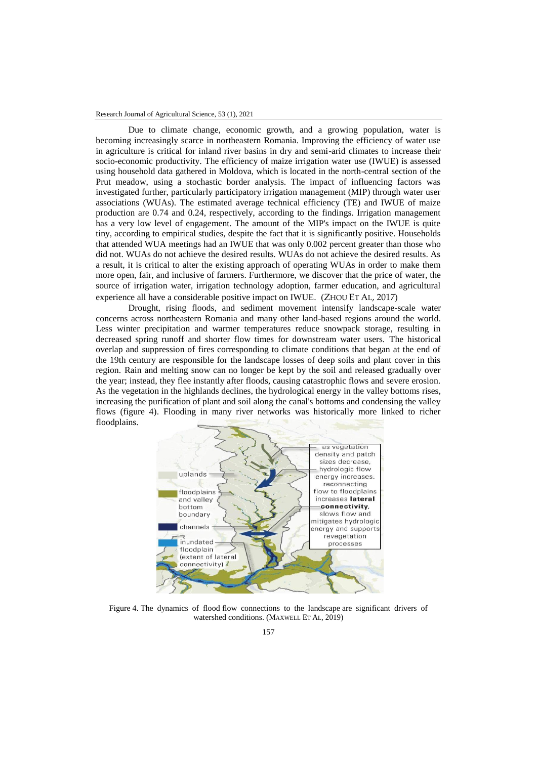Due to climate change, economic growth, and a growing population, water is becoming increasingly scarce in northeastern Romania. Improving the efficiency of water use in agriculture is critical for inland river basins in dry and semi-arid climates to increase their socio-economic productivity. The efficiency of maize irrigation water use (IWUE) is assessed using household data gathered in Moldova, which is located in the north-central section of the Prut meadow, using a stochastic border analysis. The impact of influencing factors was investigated further, particularly participatory irrigation management (MIP) through water user associations (WUAs). The estimated average technical efficiency (TE) and IWUE of maize production are 0.74 and 0.24, respectively, according to the findings. Irrigation management has a very low level of engagement. The amount of the MIP's impact on the IWUE is quite tiny, according to empirical studies, despite the fact that it is significantly positive. Households that attended WUA meetings had an IWUE that was only 0.002 percent greater than those who did not. WUAs do not achieve the desired results. WUAs do not achieve the desired results. As a result, it is critical to alter the existing approach of operating WUAs in order to make them more open, fair, and inclusive of farmers. Furthermore, we discover that the price of water, the source of irrigation water, irrigation technology adoption, farmer education, and agricultural experience all have a considerable positive impact on IWUE. (ZHOU ET AL, 2017)

Drought, rising floods, and sediment movement intensify landscape-scale water concerns across northeastern Romania and many other land-based regions around the world. Less winter precipitation and warmer temperatures reduce snowpack storage, resulting in decreased spring runoff and shorter flow times for downstream water users. The historical overlap and suppression of fires corresponding to climate conditions that began at the end of the 19th century are responsible for the landscape losses of deep soils and plant cover in this region. Rain and melting snow can no longer be kept by the soil and released gradually over the year; instead, they flee instantly after floods, causing catastrophic flows and severe erosion. As the vegetation in the highlands declines, the hydrological energy in the valley bottoms rises, increasing the purification of plant and soil along the canal's bottoms and condensing the valley flows (figure 4). Flooding in many river networks was historically more linked to richer floodplains.

Figure 4. The dynamics of flood flow connections to the landscape are significant drivers of watershed conditions. (MAXWELL ET AL, 2019)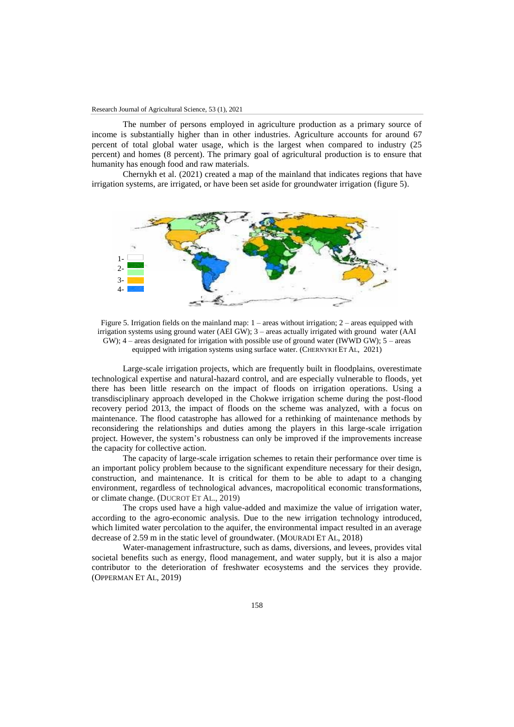The number of persons employed in agriculture production as a primary source of income is substantially higher than in other industries. Agriculture accounts for around 67 percent of total global water usage, which is the largest when compared to industry (25 percent) and homes (8 percent). The primary goal of agricultural production is to ensure that humanity has enough food and raw materials.

Chernykh et al. (2021) created a map of the mainland that indicates regions that have irrigation systems, are irrigated, or have been set aside for groundwater irrigation (figure 5).

Figure 5. Irrigation fields on the mainland map: 1 – areas without irrigation; 2 – areas equipped with irrigation systems using ground water (AEI GW); 3 – areas actually irrigated with ground water (AAI GW); 4 – areas designated for irrigation with possible use of ground water (IWWD GW); 5 – areas equipped with irrigation systems using surface water. (CHERNYKH ET AL, 2021)

Large-scale irrigation projects, which are frequently built in floodplains, overestimate technological expertise and natural-hazard control, and are especially vulnerable to floods, yet there has been little research on the impact of floods on irrigation operations. Using a transdisciplinary approach developed in the Chokwe irrigation scheme during the post-flood recovery period 2013, the impact of floods on the scheme was analyzed, with a focus on maintenance. The flood catastrophe has allowed for a rethinking of maintenance methods by reconsidering the relationships and duties among the players in this large-scale irrigation project. However, the system's robustness can only be improved if the improvements increase the capacity for collective action.

The capacity of large-scale irrigation schemes to retain their performance over time is an important policy problem because to the significant expenditure necessary for their design, construction, and maintenance. It is critical for them to be able to adapt to a changing environment, regardless of technological advances, macropolitical economic transformations, or climate change. (DUCROT ET AL., 2019)

The crops used have a high value-added and maximize the value of irrigation water, according to the agro-economic analysis. Due to the new irrigation technology introduced, which limited water percolation to the aquifer, the environmental impact resulted in an average decrease of 2.59 m in the static level of groundwater. (MOURADI ET AL, 2018)

Water-management infrastructure, such as dams, diversions, and levees, provides vital societal benefits such as energy, flood management, and water supply, but it is also a major contributor to the deterioration of freshwater ecosystems and the services they provide. (OPPERMAN ET AL, 2019)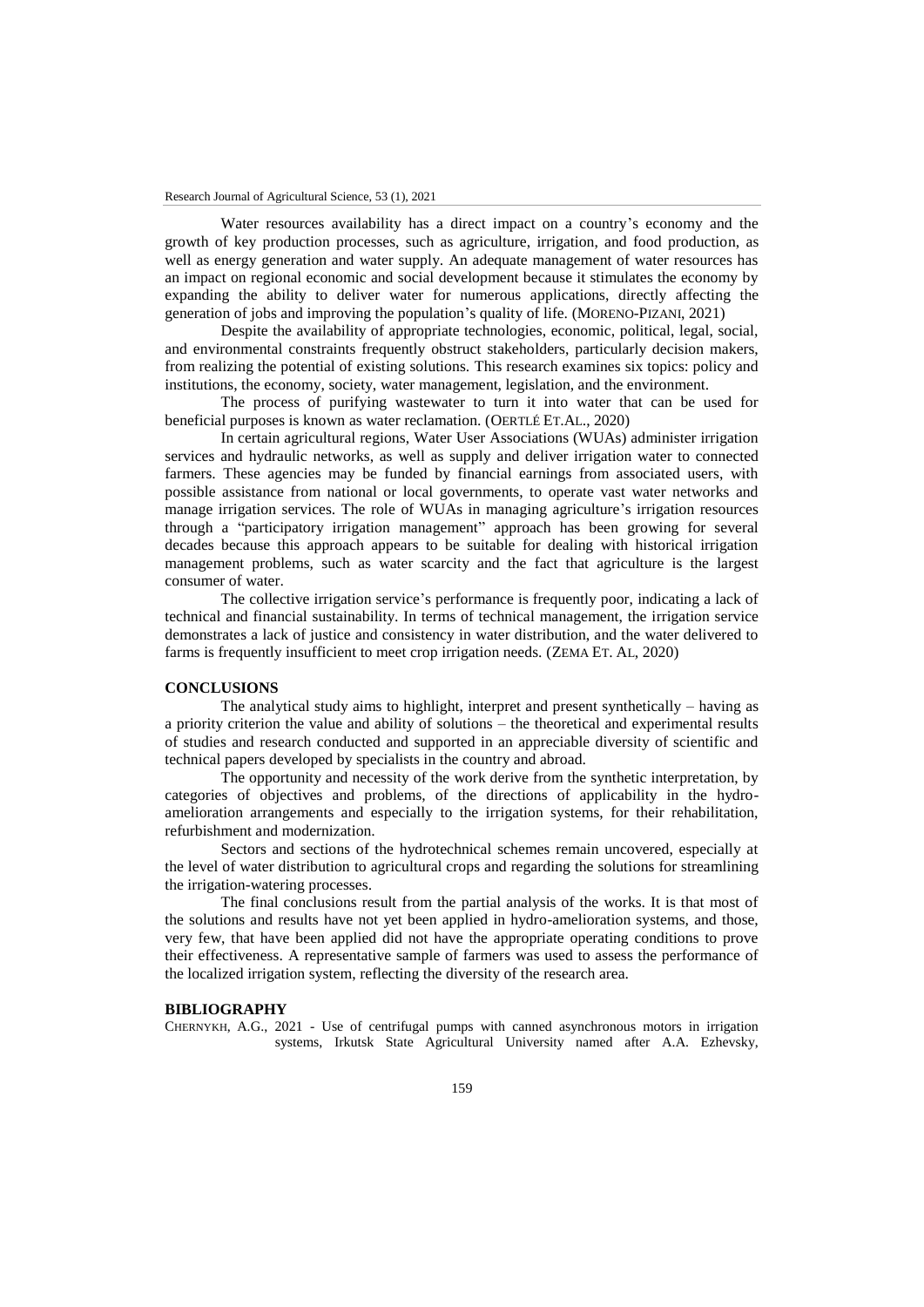Water resources availability has a direct impact on a country's economy and the growth of key production processes, such as agriculture, irrigation, and food production, as well as energy generation and water supply. An adequate management of water resources has an impact on regional economic and social development because it stimulates the economy by expanding the ability to deliver water for numerous applications, directly affecting the generation of jobs and improving the population's quality of life. (MORENO-PIZANI, 2021)

Despite the availability of appropriate technologies, economic, political, legal, social, and environmental constraints frequently obstruct stakeholders, particularly decision makers, from realizing the potential of existing solutions. This research examines six topics: policy and institutions, the economy, society, water management, legislation, and the environment.

The process of purifying wastewater to turn it into water that can be used for beneficial purposes is known as water reclamation. (OERTLÉ ET.AL., 2020)

In certain agricultural regions, Water User Associations (WUAs) administer irrigation services and hydraulic networks, as well as supply and deliver irrigation water to connected farmers. These agencies may be funded by financial earnings from associated users, with possible assistance from national or local governments, to operate vast water networks and manage irrigation services. The role of WUAs in managing agriculture's irrigation resources through a "participatory irrigation management" approach has been growing for several decades because this approach appears to be suitable for dealing with historical irrigation management problems, such as water scarcity and the fact that agriculture is the largest consumer of water.

The collective irrigation service's performance is frequently poor, indicating a lack of technical and financial sustainability. In terms of technical management, the irrigation service demonstrates a lack of justice and consistency in water distribution, and the water delivered to farms is frequently insufficient to meet crop irrigation needs. (ZEMA ET. AL, 2020)

## CONCLUSIONS

The analytical study aims to highlight, interpret and present synthetically – having as a priority criterion the value and ability of solutions – the theoretical and experimental results of studies and research conducted and supported in an appreciable diversity of scientific and technical papers developed by specialists in the country and abroad.

The opportunity and necessity of the work derive from the synthetic interpretation, by categories of objectives and problems, of the directions of applicability in the hydro-amelioration arrangements and especially to the irrigation systems, for their rehabilitation, refurbishment and modernization.

Sectors and sections of the hydrotechnical schemes remain uncovered, especially at the level of water distribution to agricultural crops and regarding the solutions for streamlining the irrigation-watering processes.

The final conclusions result from the partial analysis of the works. It is that most of the solutions and results have not yet been applied in hydro-amelioration systems, and those, very few, that have been applied did not have the appropriate operating conditions to prove their effectiveness. A representative sample of farmers was used to assess the performance of the localized irrigation system, reflecting the diversity of the research area.

## BIBLIOGRAPHY

CHERNYKH, A.G., 2021 - Use of centrifugal pumps with canned asynchronous motors in irrigation systems, Irkutsk State Agricultural University named after A.A. Ezhevsky,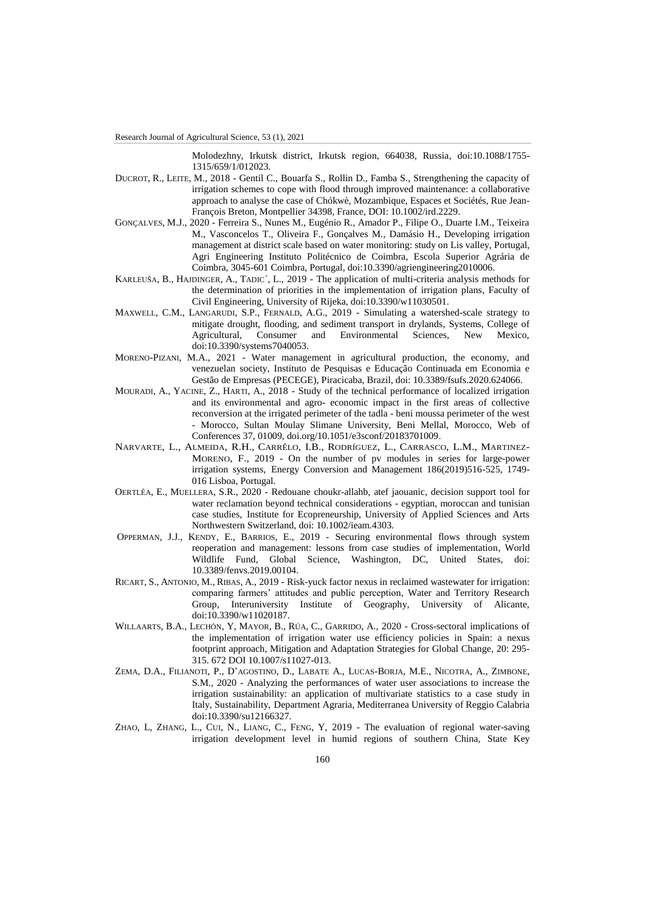Molodezhny, Irkutsk district, Irkutsk region, 664038, Russia, doi:10.1088/1755-1315/659/1/012023.

DUCROT, R., LEITE, M., 2018 - Gentil C., Bouarfa S., Rollin D., Famba S., Strengthening the capacity of irrigation schemes to cope with flood through improved maintenance: a collaborative approach to analyse the case of Chókwè, Mozambique, Espaces et Sociétés, Rue Jean-François Breton, Montpellier 34398, France, DOI: 10.1002/ird.2229.

GONÇALVES, M.J., 2020 - Ferreira S., Nunes M., Eugénio R., Amador P., Filipe O., Duarte I.M., Teixeira M., Vasconcelos T., Oliveira F., Gonçalves M., Damásio H., Developing irrigation management at district scale based on water monitoring: study on Lis valley, Portugal, Agri Engineering Instituto Politécnico de Coimbra, Escola Superior Agrária de Coimbra, 3045-601 Coimbra, Portugal, doi:10.3390/agriengineering2010006.

KARLEUŠA, B., HAJDINGER, A., TADIC´, L., 2019 - The application of multi-criteria analysis methods for the determination of priorities in the implementation of irrigation plans, Faculty of Civil Engineering, University of Rijeka, doi:10.3390/w11030501.

MAXWELL, C.M., LANGARUDI, S.P., FERNALD, A.G., 2019 - Simulating a watershed-scale strategy to mitigate drought, flooding, and sediment transport in drylands, Systems, College of Agricultural, Consumer and Environmental Sciences, New Mexico, doi:10.3390/systems7040053.

MORENO-PIZANI, M.A., 2021 - Water management in agricultural production, the economy, and venezuelan society, Instituto de Pesquisas e Educação Continuada em Economia e Gestão de Empresas (PECEGE), Piracicaba, Brazil, doi: 10.3389/fsufs.2020.624066.

MOURADI, A., YACINE, Z., HARTI, A., 2018 - Study of the technical performance of localized irrigation and its environmental and agro- economic impact in the first areas of collective reconversion at the irrigated perimeter of the tadla - beni moussa perimeter of the west - Morocco, Sultan Moulay Slimane University, Beni Mellal, Morocco, Web of Conferences 37, 01009, doi.org/10.1051/e3sconf/20183701009.

NARVARTE, L., ALMEIDA, R.H., CARRÊLO, I.B., RODRÍGUEZ, L., CARRASCO, L.M., MARTINEZ-MORENO, F., 2019 - On the number of pv modules in series for large-power irrigation systems, Energy Conversion and Management 186(2019)516-525, 1749-016 Lisboa, Portugal.

OERTLÉA, E., MUELLERA, S.R., 2020 - Redouane choukr-allahb, atef jaouanic, decision support tool for water reclamation beyond technical considerations - egyptian, moroccan and tunisian case studies, Institute for Ecopreneurship, University of Applied Sciences and Arts Northwestern Switzerland, doi: 10.1002/ieam.4303.

OPPERMAN, J.J., KENDY, E., BARRIOS, E., 2019 - Securing environmental flows through system reoperation and management: lessons from case studies of implementation, World Wildlife Fund, Global Science, Washington, DC, United States, doi: 10.3389/fenvs.2019.00104.

RICART, S., ANTONIO, M., RIBAS, A., 2019 - Risk-yuck factor nexus in reclaimed wastewater for irrigation: comparing farmers' attitudes and public perception, Water and Territory Research Group, Interuniversity Institute of Geography, University of Alicante, doi:10.3390/w11020187.

WILLAARTS, B.A., LECHÓN, Y, MAYOR, B., RÚA, C., GARRIDO, A., 2020 - Cross-sectoral implications of the implementation of irrigation water use efficiency policies in Spain: a nexus footprint approach, Mitigation and Adaptation Strategies for Global Change, 20: 295-315. 672 DOI 10.1007/s11027-013.

ZEMA, D.A., FILIANOTI, P., D'AGOSTINO, D., LABATE A., LUCAS-BORJA, M.E., NICOTRA, A., ZIMBONE, S.M., 2020 - Analyzing the performances of water user associations to increase the irrigation sustainability: an application of multivariate statistics to a case study in Italy, Sustainability, Department Agraria, Mediterranea University of Reggio Calabria doi:10.3390/su12166327.

ZHAO, L, ZHANG, L., CUI, N., LIANG, C., FENG, Y, 2019 - The evaluation of regional water-saving irrigation development level in humid regions of southern China, State Key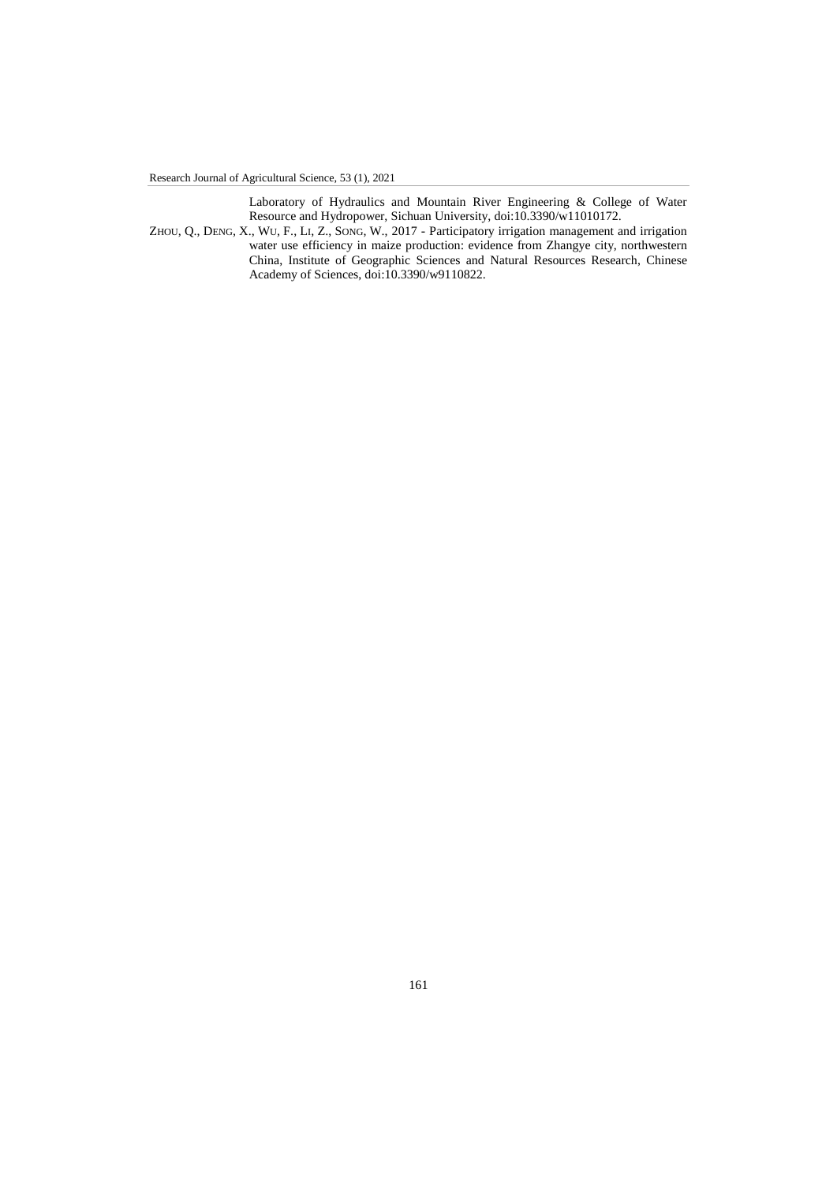Laboratory of Hydraulics and Mountain River Engineering & College of Water Resource and Hydropower, Sichuan University, doi:10.3390/w11010172.

ZHOU, Q., DENG, X., WU, F., LI, Z., SONG, W., 2017 - Participatory irrigation management and irrigation water use efficiency in maize production: evidence from Zhangye city, northwestern China, Institute of Geographic Sciences and Natural Resources Research, Chinese Academy of Sciences, doi:10.3390/w9110822.